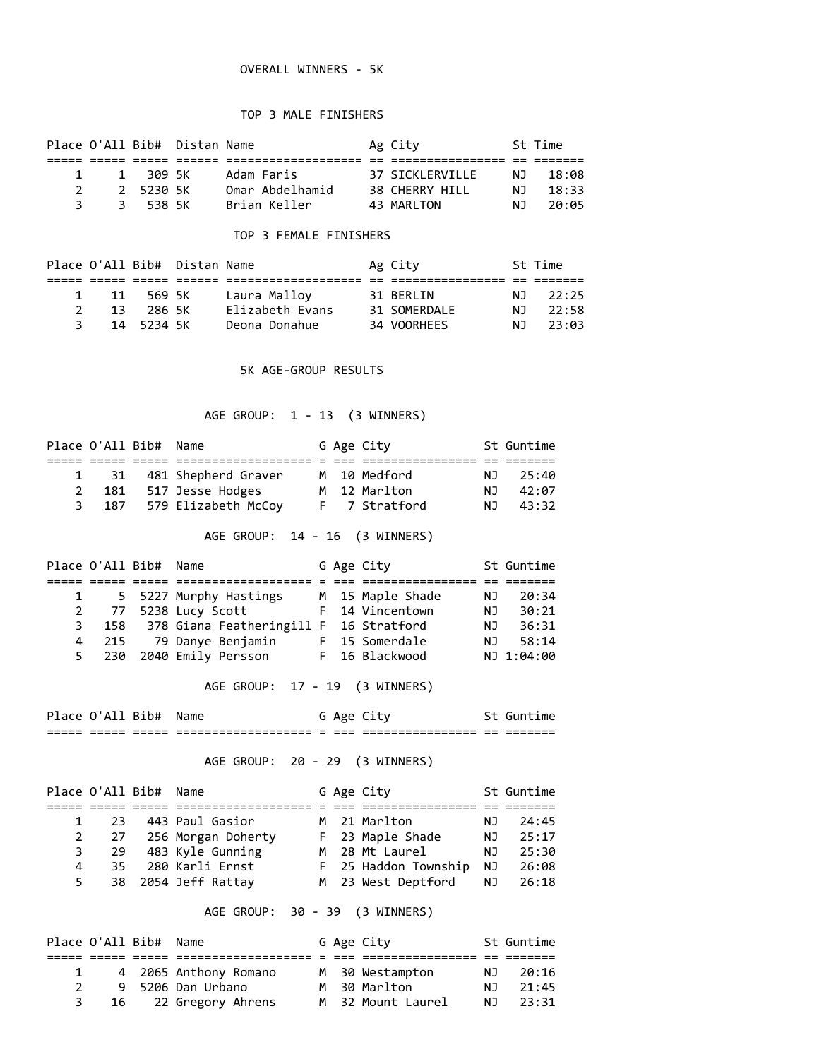## OVERALL WINNERS - 5K

### TOP 3 MALE FINISHERS

| Place | O'All | Bib# | Distan | Name | Ag | City | St | Time |
|---|---|---|---|---|---|---|---|---|
| 1 | 1 | 309 | 5K | Adam Faris | 37 | SICKLERVILLE | NJ | 18:08 |
| 2 | 2 | 5230 | 5K | Omar Abdelhamid | 38 | CHERRY HILL | NJ | 18:33 |
| 3 | 3 | 538 | 5K | Brian Keller | 43 | MARLTON | NJ | 20:05 |

### TOP 3 FEMALE FINISHERS

| Place | O'All | Bib# | Distan | Name | Ag | City | St | Time |
|---|---|---|---|---|---|---|---|---|
| 1 | 11 | 569 | 5K | Laura Malloy | 31 | BERLIN | NJ | 22:25 |
| 2 | 13 | 286 | 5K | Elizabeth Evans | 31 | SOMERDALE | NJ | 22:58 |
| 3 | 14 | 5234 | 5K | Deona Donahue | 34 | VOORHEES | NJ | 23:03 |

## 5K AGE-GROUP RESULTS

### AGE GROUP: 1 - 13 (3 WINNERS)

| Place | O'All | Bib# | Name | G | Age | City | St | Guntime |
|---|---|---|---|---|---|---|---|---|
| 1 | 31 | 481 | Shepherd Graver | M | 10 | Medford | NJ | 25:40 |
| 2 | 181 | 517 | Jesse Hodges | M | 12 | Marlton | NJ | 42:07 |
| 3 | 187 | 579 | Elizabeth McCoy | F | 7 | Stratford | NJ | 43:32 |

### AGE GROUP: 14 - 16 (3 WINNERS)

| Place | O'All | Bib# | Name | G | Age | City | St | Guntime |
|---|---|---|---|---|---|---|---|---|
| 1 | 5 | 5227 | Murphy Hastings | M | 15 | Maple Shade | NJ | 20:34 |
| 2 | 77 | 5238 | Lucy Scott | F | 14 | Vincentown | NJ | 30:21 |
| 3 | 158 | 378 | Giana Featheringill | F | 16 | Stratford | NJ | 36:31 |
| 4 | 215 | 79 | Danye Benjamin | F | 15 | Somerdale | NJ | 58:14 |
| 5 | 230 | 2040 | Emily Persson | F | 16 | Blackwood | NJ | 1:04:00 |

### AGE GROUP: 17 - 19 (3 WINNERS)

| Place | O'All | Bib# | Name | G | Age | City | St | Guntime |
|---|---|---|---|---|---|---|---|---|

### AGE GROUP: 20 - 29 (3 WINNERS)

| Place | O'All | Bib# | Name | G | Age | City | St | Guntime |
|---|---|---|---|---|---|---|---|---|
| 1 | 23 | 443 | Paul Gasior | M | 21 | Marlton | NJ | 24:45 |
| 2 | 27 | 256 | Morgan Doherty | F | 23 | Maple Shade | NJ | 25:17 |
| 3 | 29 | 483 | Kyle Gunning | M | 28 | Mt Laurel | NJ | 25:30 |
| 4 | 35 | 280 | Karli Ernst | F | 25 | Haddon Township | NJ | 26:08 |
| 5 | 38 | 2054 | Jeff Rattay | M | 23 | West Deptford | NJ | 26:18 |

### AGE GROUP: 30 - 39 (3 WINNERS)

| Place | O'All | Bib# | Name | G | Age | City | St | Guntime |
|---|---|---|---|---|---|---|---|---|
| 1 | 4 | 2065 | Anthony Romano | M | 30 | Westampton | NJ | 20:16 |
| 2 | 9 | 5206 | Dan Urbano | M | 30 | Marlton | NJ | 21:45 |
| 3 | 16 | 22 | Gregory Ahrens | M | 32 | Mount Laurel | NJ | 23:31 |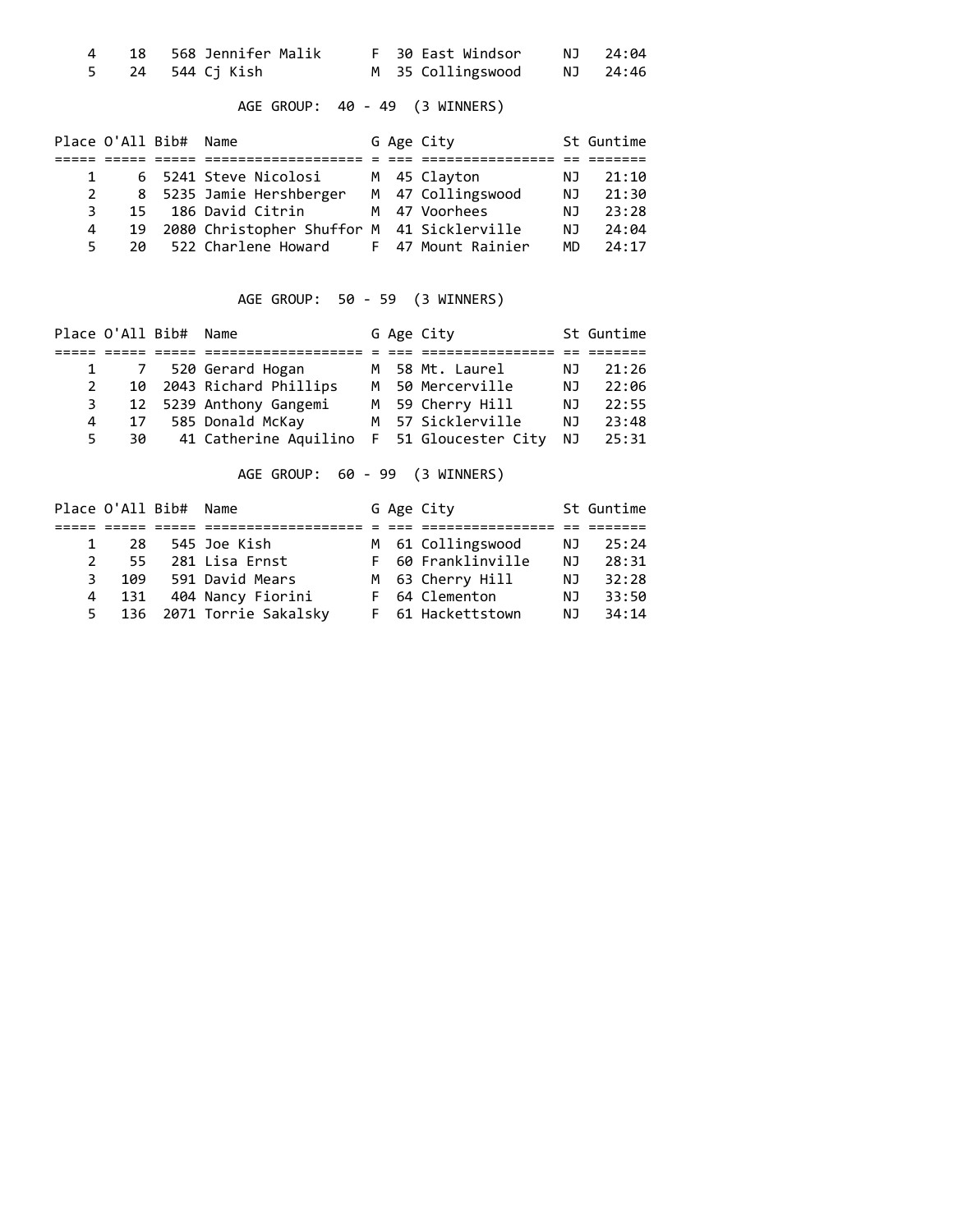| Place | O'All | Bib# | Name | G | Age | City | St | Guntime |
|---|---|---|---|---|---|---|---|---|
| 4 | 18 | 568 | Jennifer Malik | F | 30 | East Windsor | NJ | 24:04 |
| 5 | 24 | 544 | Cj Kish | M | 35 | Collingswood | NJ | 24:46 |

AGE GROUP: 40 - 49 (3 WINNERS)

| Place | O'All | Bib# | Name | G | Age | City | St | Guntime |
|---|---|---|---|---|---|---|---|---|
| 1 | 6 | 5241 | Steve Nicolosi | M | 45 | Clayton | NJ | 21:10 |
| 2 | 8 | 5235 | Jamie Hershberger | M | 47 | Collingswood | NJ | 21:30 |
| 3 | 15 | 186 | David Citrin | M | 47 | Voorhees | NJ | 23:28 |
| 4 | 19 | 2080 | Christopher Shuffor | M | 41 | Sicklerville | NJ | 24:04 |
| 5 | 20 | 522 | Charlene Howard | F | 47 | Mount Rainier | MD | 24:17 |

AGE GROUP: 50 - 59 (3 WINNERS)

| Place | O'All | Bib# | Name | G | Age | City | St | Guntime |
|---|---|---|---|---|---|---|---|---|
| 1 | 7 | 520 | Gerard Hogan | M | 58 | Mt. Laurel | NJ | 21:26 |
| 2 | 10 | 2043 | Richard Phillips | M | 50 | Mercerville | NJ | 22:06 |
| 3 | 12 | 5239 | Anthony Gangemi | M | 59 | Cherry Hill | NJ | 22:55 |
| 4 | 17 | 585 | Donald McKay | M | 57 | Sicklerville | NJ | 23:48 |
| 5 | 30 | 41 | Catherine Aquilino | F | 51 | Gloucester City | NJ | 25:31 |

AGE GROUP: 60 - 99 (3 WINNERS)

| Place | O'All | Bib# | Name | G | Age | City | St | Guntime |
|---|---|---|---|---|---|---|---|---|
| 1 | 28 | 545 | Joe Kish | M | 61 | Collingswood | NJ | 25:24 |
| 2 | 55 | 281 | Lisa Ernst | F | 60 | Franklinville | NJ | 28:31 |
| 3 | 109 | 591 | David Mears | M | 63 | Cherry Hill | NJ | 32:28 |
| 4 | 131 | 404 | Nancy Fiorini | F | 64 | Clementon | NJ | 33:50 |
| 5 | 136 | 2071 | Torrie Sakalsky | F | 61 | Hackettstown | NJ | 34:14 |